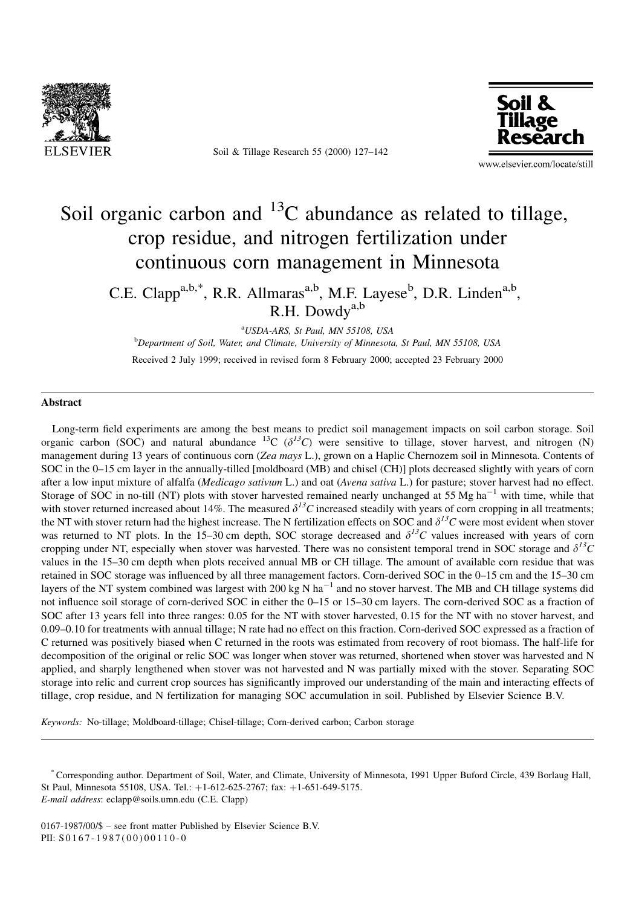# Soil organic carbon and $^{13}C$ abundance as related to tillage, crop residue, and nitrogen fertilization under continuous corn management in Minnesota

C.E. Clapp[a,b,*], R.R. Allmaras[a,b], M.F. Layese[b], D.R. Linden[a,b], R.H. Dowdy[a,b]

[a]USDA-ARS, St Paul, MN 55108, USA

[b]Department of Soil, Water, and Climate, University of Minnesota, St Paul, MN 55108, USA

Received 2 July 1999; received in revised form 8 February 2000; accepted 23 February 2000

## Abstract

Long-term field experiments are among the best means to predict soil management impacts on soil carbon storage. Soil organic carbon (SOC) and natural abundance $^{13}C$ ($\delta^{13}C$) were sensitive to tillage, stover harvest, and nitrogen (N) management during 13 years of continuous corn (*Zea mays* L.), grown on a Haplic Chernozem soil in Minnesota. Contents of SOC in the 0–15 cm layer in the annually-tilled [moldboard (MB) and chisel (CH)] plots decreased slightly with years of corn after a low input mixture of alfalfa (*Medicago sativum* L.) and oat (*Avena sativa* L.) for pasture; stover harvest had no effect. Storage of SOC in no-till (NT) plots with stover harvested remained nearly unchanged at 55 Mg $ha^{-1}$ with time, while that with stover returned increased about 14%. The measured $\delta^{13}C$ increased steadily with years of corn cropping in all treatments; the NT with stover return had the highest increase. The N fertilization effects on SOC and $\delta^{13}C$ were most evident when stover was returned to NT plots. In the 15–30 cm depth, SOC storage decreased and $\delta^{13}C$ values increased with years of corn cropping under NT, especially when stover was harvested. There was no consistent temporal trend in SOC storage and $\delta^{13}C$ values in the 15–30 cm depth when plots received annual MB or CH tillage. The amount of available corn residue that was retained in SOC storage was influenced by all three management factors. Corn-derived SOC in the 0–15 cm and the 15–30 cm layers of the NT system combined was largest with 200 kg N $ha^{-1}$ and no stover harvest. The MB and CH tillage systems did not influence soil storage of corn-derived SOC in either the 0–15 or 15–30 cm layers. The corn-derived SOC as a fraction of SOC after 13 years fell into three ranges: 0.05 for the NT with stover harvested, 0.15 for the NT with no stover harvest, and 0.09–0.10 for treatments with annual tillage; N rate had no effect on this fraction. Corn-derived SOC expressed as a fraction of C returned was positively biased when C returned in the roots was estimated from recovery of root biomass. The half-life for decomposition of the original or relic SOC was longer when stover was returned, shortened when stover was harvested and N applied, and sharply lengthened when stover was not harvested and N was partially mixed with the stover. Separating SOC storage into relic and current crop sources has significantly improved our understanding of the main and interacting effects of tillage, crop residue, and N fertilization for managing SOC accumulation in soil. Published by Elsevier Science B.V.

*Keywords:* No-tillage; Moldboard-tillage; Chisel-tillage; Corn-derived carbon; Carbon storage

---

* Corresponding author. Department of Soil, Water, and Climate, University of Minnesota, 1991 Upper Buford Circle, 439 Borlaug Hall, St Paul, Minnesota 55108, USA. Tel.: +1-612-625-2767; fax: +1-651-649-5175.
*E-mail address*: eclapp@soils.umn.edu (C.E. Clapp)

0167-1987/00/$ – see front matter Published by Elsevier Science B.V.
PII: S0167-1987(00)00110-0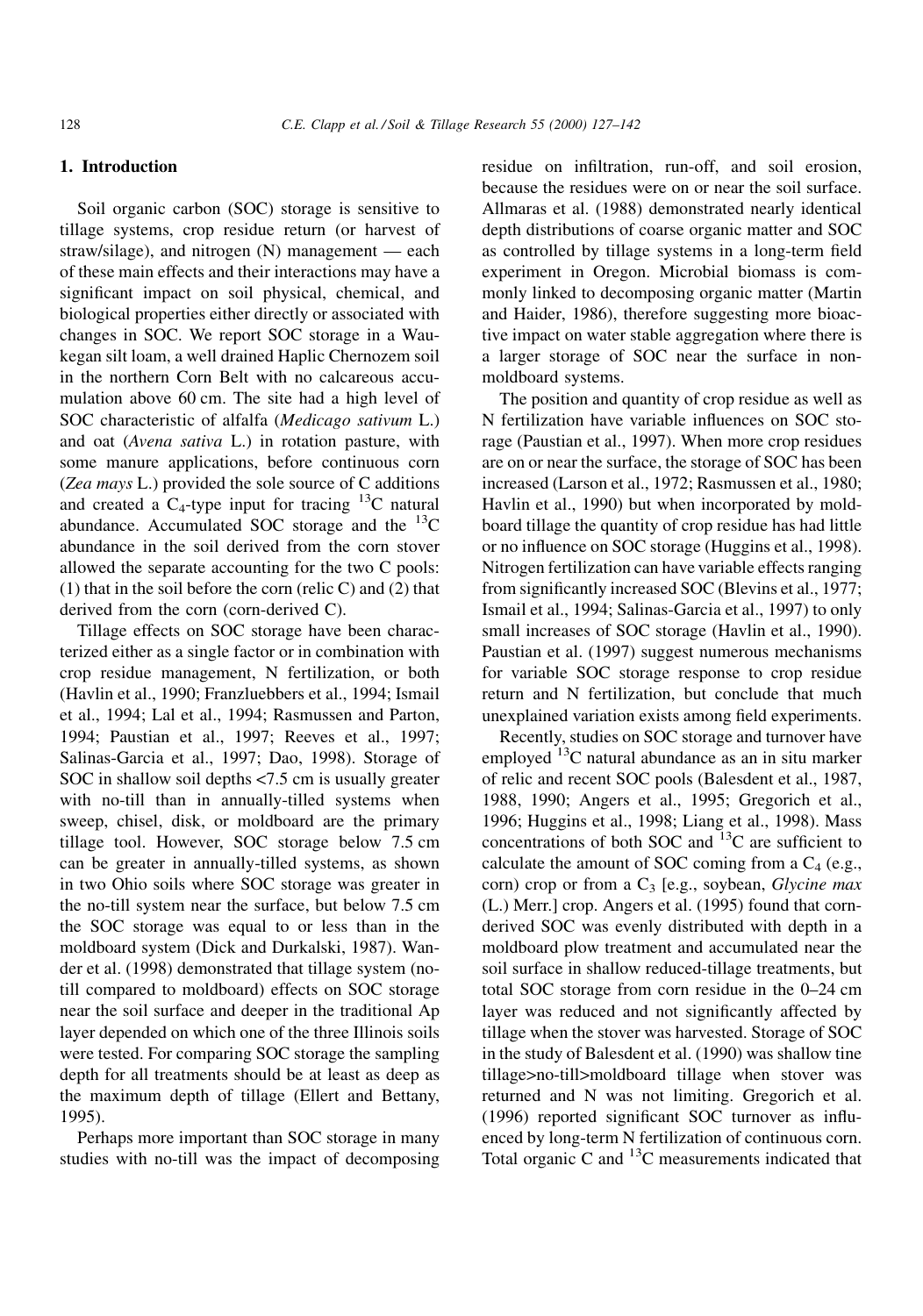## 1. Introduction

Soil organic carbon (SOC) storage is sensitive to tillage systems, crop residue return (or harvest of straw/silage), and nitrogen (N) management — each of these main effects and their interactions may have a significant impact on soil physical, chemical, and biological properties either directly or associated with changes in SOC. We report SOC storage in a Waukegan silt loam, a well drained Haplic Chernozem soil in the northern Corn Belt with no calcareous accumulation above 60 cm. The site had a high level of SOC characteristic of alfalfa (*Medicago sativum* L.) and oat (*Avena sativa* L.) in rotation pasture, with some manure applications, before continuous corn (*Zea mays* L.) provided the sole source of C additions and created a $C_4$-type input for tracing $^{13}C$ natural abundance. Accumulated SOC storage and the $^{13}C$ abundance in the soil derived from the corn stover allowed the separate accounting for the two C pools: (1) that in the soil before the corn (relic C) and (2) that derived from the corn (corn-derived C).

Tillage effects on SOC storage have been characterized either as a single factor or in combination with crop residue management, N fertilization, or both (Havlin et al., 1990; Franzluebbers et al., 1994; Ismail et al., 1994; Lal et al., 1994; Rasmussen and Parton, 1994; Paustian et al., 1997; Reeves et al., 1997; Salinas-Garcia et al., 1997; Dao, 1998). Storage of SOC in shallow soil depths <7.5 cm is usually greater with no-till than in annually-tilled systems when sweep, chisel, disk, or moldboard are the primary tillage tool. However, SOC storage below 7.5 cm can be greater in annually-tilled systems, as shown in two Ohio soils where SOC storage was greater in the no-till system near the surface, but below 7.5 cm the SOC storage was equal to or less than in the moldboard system (Dick and Durkalski, 1987). Wander et al. (1998) demonstrated that tillage system (no-till compared to moldboard) effects on SOC storage near the soil surface and deeper in the traditional Ap layer depended on which one of the three Illinois soils were tested. For comparing SOC storage the sampling depth for all treatments should be at least as deep as the maximum depth of tillage (Ellert and Bettany, 1995).

Perhaps more important than SOC storage in many studies with no-till was the impact of decomposing residue on infiltration, run-off, and soil erosion, because the residues were on or near the soil surface. Allmaras et al. (1988) demonstrated nearly identical depth distributions of coarse organic matter and SOC as controlled by tillage systems in a long-term field experiment in Oregon. Microbial biomass is commonly linked to decomposing organic matter (Martin and Haider, 1986), therefore suggesting more bioactive impact on water stable aggregation where there is a larger storage of SOC near the surface in non-moldboard systems.

The position and quantity of crop residue as well as N fertilization have variable influences on SOC storage (Paustian et al., 1997). When more crop residues are on or near the surface, the storage of SOC has been increased (Larson et al., 1972; Rasmussen et al., 1980; Havlin et al., 1990) but when incorporated by moldboard tillage the quantity of crop residue has had little or no influence on SOC storage (Huggins et al., 1998). Nitrogen fertilization can have variable effects ranging from significantly increased SOC (Blevins et al., 1977; Ismail et al., 1994; Salinas-Garcia et al., 1997) to only small increases of SOC storage (Havlin et al., 1990). Paustian et al. (1997) suggest numerous mechanisms for variable SOC storage response to crop residue return and N fertilization, but conclude that much unexplained variation exists among field experiments.

Recently, studies on SOC storage and turnover have employed $^{13}C$ natural abundance as an in situ marker of relic and recent SOC pools (Balesdent et al., 1987, 1988, 1990; Angers et al., 1995; Gregorich et al., 1996; Huggins et al., 1998; Liang et al., 1998). Mass concentrations of both SOC and $^{13}C$ are sufficient to calculate the amount of SOC coming from a $C_4$ (e.g., corn) crop or from a $C_3$ [e.g., soybean, *Glycine max* (L.) Merr.] crop. Angers et al. (1995) found that corn-derived SOC was evenly distributed with depth in a moldboard plow treatment and accumulated near the soil surface in shallow reduced-tillage treatments, but total SOC storage from corn residue in the 0–24 cm layer was reduced and not significantly affected by tillage when the stover was harvested. Storage of SOC in the study of Balesdent et al. (1990) was shallow tine tillage>no-till>moldboard tillage when stover was returned and N was not limiting. Gregorich et al. (1996) reported significant SOC turnover as influenced by long-term N fertilization of continuous corn. Total organic C and $^{13}C$ measurements indicated that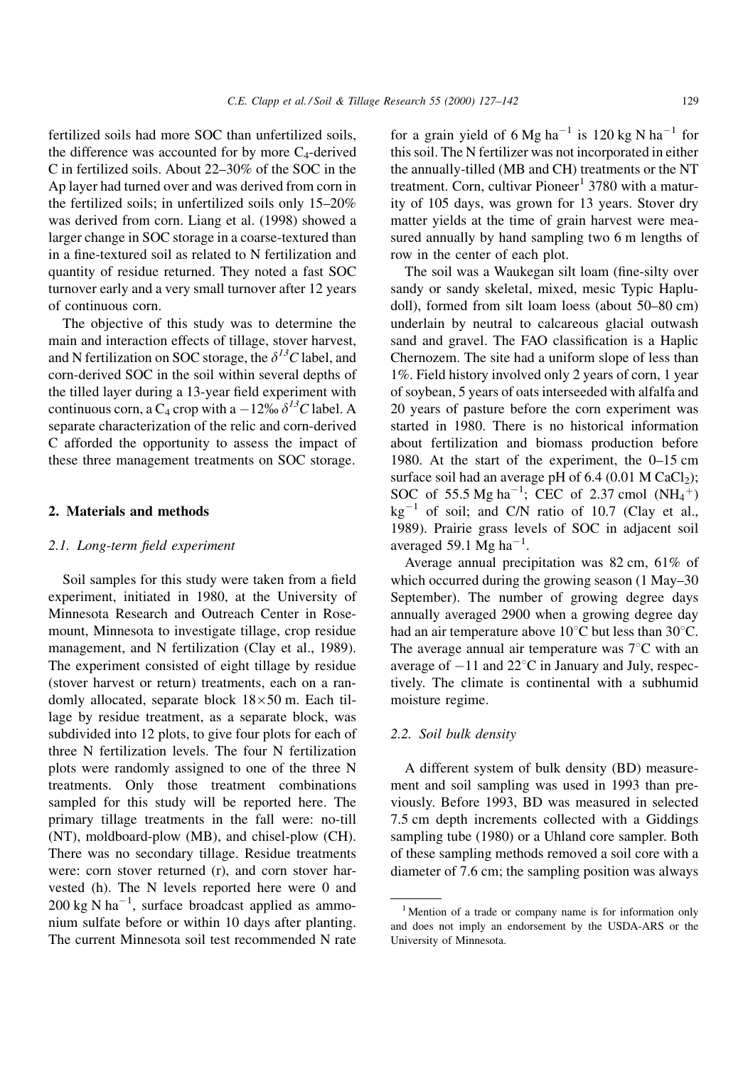fertilized soils had more SOC than unfertilized soils, the difference was accounted for by more $C_4$-derived C in fertilized soils. About 22–30% of the SOC in the Ap layer had turned over and was derived from corn in the fertilized soils; in unfertilized soils only 15–20% was derived from corn. Liang et al. (1998) showed a larger change in SOC storage in a coarse-textured than in a fine-textured soil as related to N fertilization and quantity of residue returned. They noted a fast SOC turnover early and a very small turnover after 12 years of continuous corn.

The objective of this study was to determine the main and interaction effects of tillage, stover harvest, and N fertilization on SOC storage, the $\delta^{13}C$ label, and corn-derived SOC in the soil within several depths of the tilled layer during a 13-year field experiment with continuous corn, a $C_4$ crop with a −12‰ $\delta^{13}C$ label. A separate characterization of the relic and corn-derived C afforded the opportunity to assess the impact of these three management treatments on SOC storage.

## 2. Materials and methods

### 2.1. Long-term field experiment

Soil samples for this study were taken from a field experiment, initiated in 1980, at the University of Minnesota Research and Outreach Center in Rosemount, Minnesota to investigate tillage, crop residue management, and N fertilization (Clay et al., 1989). The experiment consisted of eight tillage by residue (stover harvest or return) treatments, each on a randomly allocated, separate block 18×50 m. Each tillage by residue treatment, as a separate block, was subdivided into 12 plots, to give four plots for each of three N fertilization levels. The four N fertilization plots were randomly assigned to one of the three N treatments. Only those treatment combinations sampled for this study will be reported here. The primary tillage treatments in the fall were: no-till (NT), moldboard-plow (MB), and chisel-plow (CH). There was no secondary tillage. Residue treatments were: corn stover returned (r), and corn stover harvested (h). The N levels reported here were 0 and 200 kg N ha$^{-1}$, surface broadcast applied as ammonium sulfate before or within 10 days after planting. The current Minnesota soil test recommended N rate for a grain yield of 6 Mg ha$^{-1}$ is 120 kg N ha$^{-1}$ for this soil. The N fertilizer was not incorporated in either the annually-tilled (MB and CH) treatments or the NT treatment. Corn, cultivar Pioneer[1] 3780 with a maturity of 105 days, was grown for 13 years. Stover dry matter yields at the time of grain harvest were measured annually by hand sampling two 6 m lengths of row in the center of each plot.

The soil was a Waukegan silt loam (fine-silty over sandy or sandy skeletal, mixed, mesic Typic Hapludoll), formed from silt loam loess (about 50–80 cm) underlain by neutral to calcareous glacial outwash sand and gravel. The FAO classification is a Haplic Chernozem. The site had a uniform slope of less than 1%. Field history involved only 2 years of corn, 1 year of soybean, 5 years of oats interseeded with alfalfa and 20 years of pasture before the corn experiment was started in 1980. There is no historical information about fertilization and biomass production before 1980. At the start of the experiment, the 0–15 cm surface soil had an average pH of 6.4 (0.01 M $CaCl_2$); SOC of 55.5 Mg ha$^{-1}$; CEC of 2.37 cmol ($NH_4^+$) kg$^{-1}$ of soil; and C/N ratio of 10.7 (Clay et al., 1989). Prairie grass levels of SOC in adjacent soil averaged 59.1 Mg ha$^{-1}$.

Average annual precipitation was 82 cm, 61% of which occurred during the growing season (1 May–30 September). The number of growing degree days annually averaged 2900 when a growing degree day had an air temperature above 10°C but less than 30°C. The average annual air temperature was 7°C with an average of −11 and 22°C in January and July, respectively. The climate is continental with a subhumid moisture regime.

### 2.2. Soil bulk density

A different system of bulk density (BD) measurement and soil sampling was used in 1993 than previously. Before 1993, BD was measured in selected 7.5 cm depth increments collected with a Giddings sampling tube (1980) or a Uhland core sampler. Both of these sampling methods removed a soil core with a diameter of 7.6 cm; the sampling position was always

[1] Mention of a trade or company name is for information only and does not imply an endorsement by the USDA-ARS or the University of Minnesota.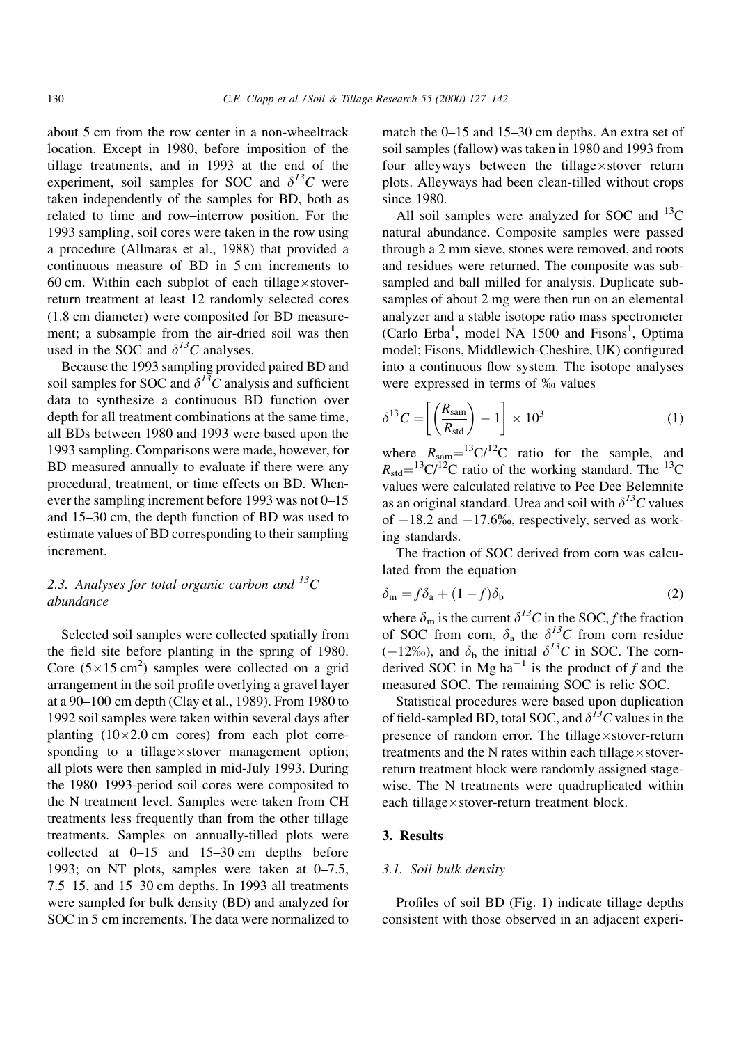about 5 cm from the row center in a non-wheeltrack location. Except in 1980, before imposition of the tillage treatments, and in 1993 at the end of the experiment, soil samples for SOC and $\delta^{13}C$ were taken independently of the samples for BD, both as related to time and row–interrow position. For the 1993 sampling, soil cores were taken in the row using a procedure (Allmaras et al., 1988) that provided a continuous measure of BD in 5 cm increments to 60 cm. Within each subplot of each tillage×stover-return treatment at least 12 randomly selected cores (1.8 cm diameter) were composited for BD measurement; a subsample from the air-dried soil was then used in the SOC and $\delta^{13}C$ analyses.

Because the 1993 sampling provided paired BD and soil samples for SOC and $\delta^{13}C$ analysis and sufficient data to synthesize a continuous BD function over depth for all treatment combinations at the same time, all BDs between 1980 and 1993 were based upon the 1993 sampling. Comparisons were made, however, for BD measured annually to evaluate if there were any procedural, treatment, or time effects on BD. Whenever the sampling increment before 1993 was not 0–15 and 15–30 cm, the depth function of BD was used to estimate values of BD corresponding to their sampling increment.

### 2.3. Analyses for total organic carbon and $^{13}C$ abundance

Selected soil samples were collected spatially from the field site before planting in the spring of 1980. Core ($5\times15$ cm$^2$) samples were collected on a grid arrangement in the soil profile overlying a gravel layer at a 90–100 cm depth (Clay et al., 1989). From 1980 to 1992 soil samples were taken within several days after planting ($10\times2.0$ cm cores) from each plot corresponding to a tillage×stover management option; all plots were then sampled in mid-July 1993. During the 1980–1993-period soil cores were composited to the N treatment level. Samples were taken from CH treatments less frequently than from the other tillage treatments. Samples on annually-tilled plots were collected at 0–15 and 15–30 cm depths before 1993; on NT plots, samples were taken at 0–7.5, 7.5–15, and 15–30 cm depths. In 1993 all treatments were sampled for bulk density (BD) and analyzed for SOC in 5 cm increments. The data were normalized to match the 0–15 and 15–30 cm depths. An extra set of soil samples (fallow) was taken in 1980 and 1993 from four alleyways between the tillage×stover return plots. Alleyways had been clean-tilled without crops since 1980.

All soil samples were analyzed for SOC and $^{13}C$ natural abundance. Composite samples were passed through a 2 mm sieve, stones were removed, and roots and residues were returned. The composite was subsampled and ball milled for analysis. Duplicate subsamples of about 2 mg were then run on an elemental analyzer and a stable isotope ratio mass spectrometer (Carlo Erba[1], model NA 1500 and Fisons[1], Optima model; Fisons, Middlewich-Cheshire, UK) configured into a continuous flow system. The isotope analyses were expressed in terms of ‰ values

$$\delta^{13}C = \left[\left(\frac{R_{sam}}{R_{std}}\right) - 1\right] \times 10^3 \qquad (1)$$

where $R_{sam}={}^{13}C/{}^{12}C$ ratio for the sample, and $R_{std}={}^{13}C/{}^{12}C$ ratio of the working standard. The $^{13}C$ values were calculated relative to Pee Dee Belemnite as an original standard. Urea and soil with $\delta^{13}C$ values of −18.2 and −17.6‰, respectively, served as working standards.

The fraction of SOC derived from corn was calculated from the equation

$$\delta_m = f\delta_a + (1-f)\delta_b \qquad (2)$$

where $\delta_m$ is the current $\delta^{13}C$ in the SOC, $f$ the fraction of SOC from corn, $\delta_a$ the $\delta^{13}C$ from corn residue (−12‰), and $\delta_b$ the initial $\delta^{13}C$ in SOC. The corn-derived SOC in Mg ha$^{-1}$ is the product of $f$ and the measured SOC. The remaining SOC is relic SOC.

Statistical procedures were based upon duplication of field-sampled BD, total SOC, and $\delta^{13}C$ values in the presence of random error. The tillage×stover-return treatments and the N rates within each tillage×stover-return treatment block were randomly assigned stagewise. The N treatments were quadruplicated within each tillage×stover-return treatment block.

## 3. Results

### 3.1. Soil bulk density

Profiles of soil BD (Fig. 1) indicate tillage depths consistent with those observed in an adjacent experi-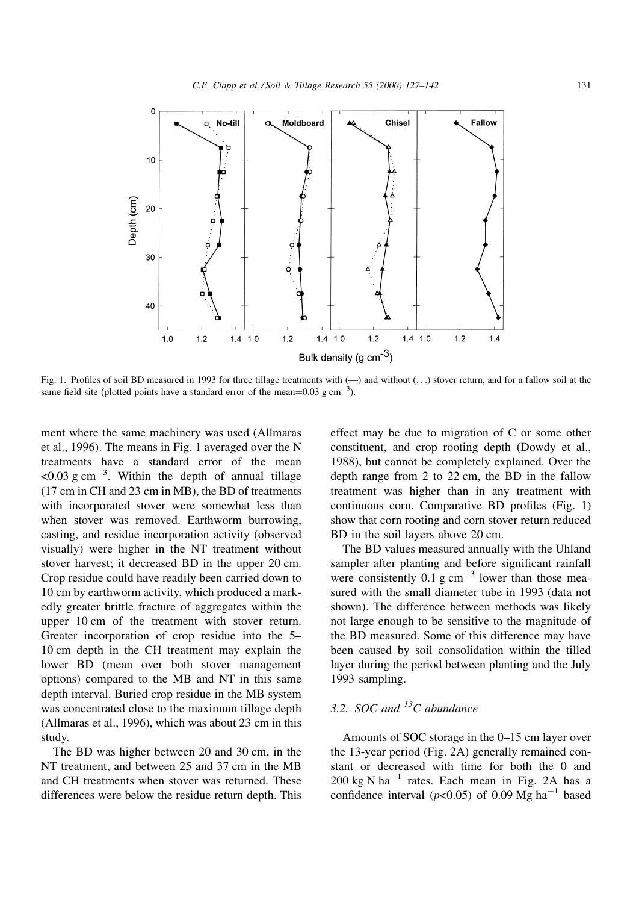Fig. 1. Profiles of soil BD measured in 1993 for three tillage treatments with (—) and without (. . .) stover return, and for a fallow soil at the same field site (plotted points have a standard error of the mean=0.03 g cm$^{-3}$).

ment where the same machinery was used (Allmaras et al., 1996). The means in Fig. 1 averaged over the N treatments have a standard error of the mean <0.03 g cm$^{-3}$. Within the depth of annual tillage (17 cm in CH and 23 cm in MB), the BD of treatments with incorporated stover were somewhat less than when stover was removed. Earthworm burrowing, casting, and residue incorporation activity (observed visually) were higher in the NT treatment without stover harvest; it decreased BD in the upper 20 cm. Crop residue could have readily been carried down to 10 cm by earthworm activity, which produced a markedly greater brittle fracture of aggregates within the upper 10 cm of the treatment with stover return. Greater incorporation of crop residue into the 5–10 cm depth in the CH treatment may explain the lower BD (mean over both stover management options) compared to the MB and NT in this same depth interval. Buried crop residue in the MB system was concentrated close to the maximum tillage depth (Allmaras et al., 1996), which was about 23 cm in this study.

The BD was higher between 20 and 30 cm, in the NT treatment, and between 25 and 37 cm in the MB and CH treatments when stover was returned. These differences were below the residue return depth. This effect may be due to migration of C or some other constituent, and crop rooting depth (Dowdy et al., 1988), but cannot be completely explained. Over the depth range from 2 to 22 cm, the BD in the fallow treatment was higher than in any treatment with continuous corn. Comparative BD profiles (Fig. 1) show that corn rooting and corn stover return reduced BD in the soil layers above 20 cm.

The BD values measured annually with the Uhland sampler after planting and before significant rainfall were consistently 0.1 g cm$^{-3}$ lower than those measured with the small diameter tube in 1993 (data not shown). The difference between methods was likely not large enough to be sensitive to the magnitude of the BD measured. Some of this difference may have been caused by soil consolidation within the tilled layer during the period between planting and the July 1993 sampling.

### 3.2. SOC and $^{13}C$ abundance

Amounts of SOC storage in the 0–15 cm layer over the 13-year period (Fig. 2A) generally remained constant or decreased with time for both the 0 and 200 kg N ha$^{-1}$ rates. Each mean in Fig. 2A has a confidence interval ($p$<0.05) of 0.09 Mg ha$^{-1}$ based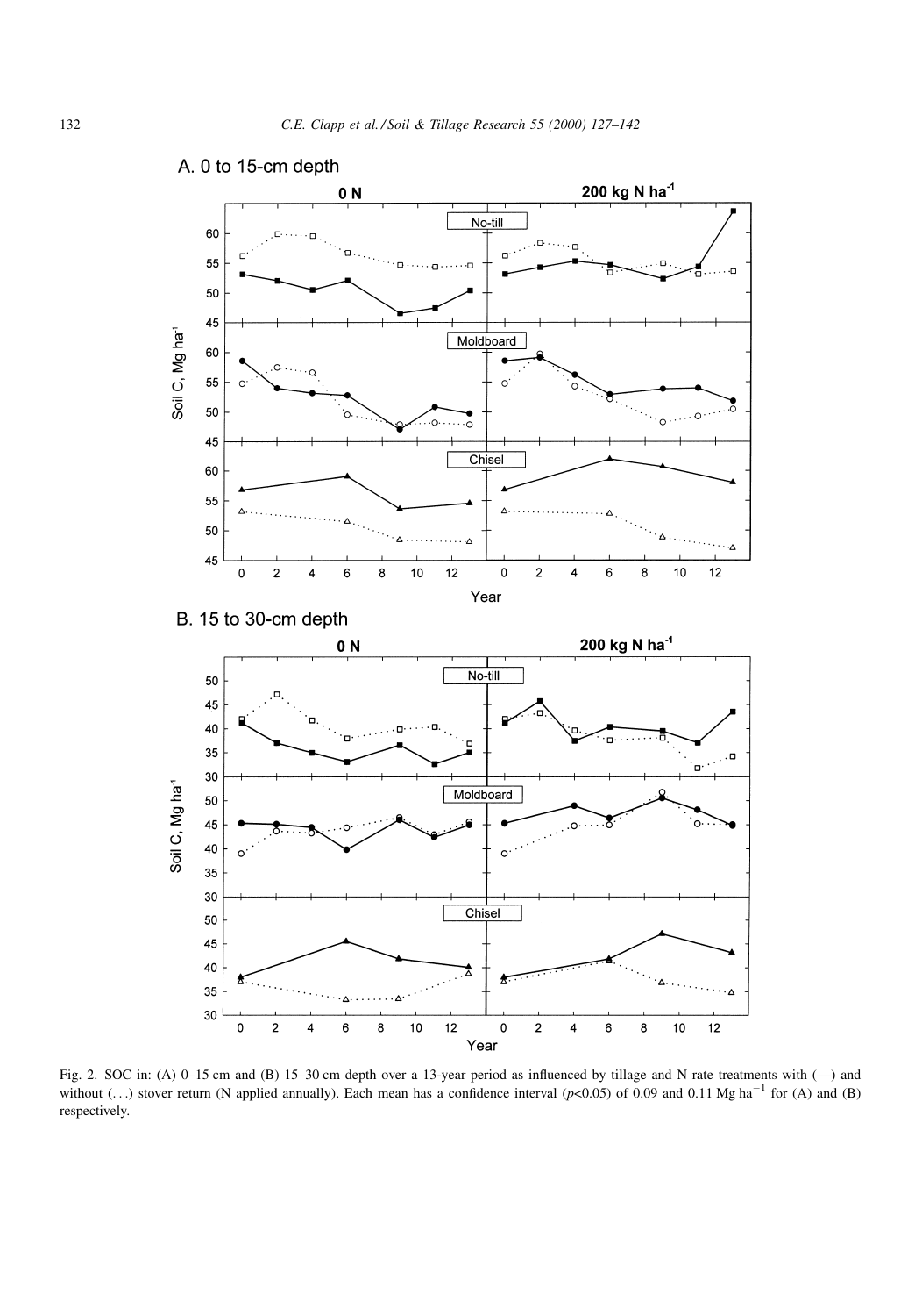A. 0 to 15-cm depth

0 N

200 kg N ha$^{-1}$

No-till

Moldboard

Chisel

Soil C, Mg ha$^{-1}$

45 50 55 60

0 2 4 6 8 10 12

Year

B. 15 to 30-cm depth

0 N

200 kg N ha$^{-1}$

No-till

Moldboard

Chisel

Soil C, Mg ha$^{-1}$

30 35 40 45 50

0 2 4 6 8 10 12

Year

Fig. 2. SOC in: (A) 0–15 cm and (B) 15–30 cm depth over a 13-year period as influenced by tillage and N rate treatments with (—) and without (. . .) stover return (N applied annually). Each mean has a confidence interval ($p$<0.05) of 0.09 and 0.11 Mg ha$^{-1}$ for (A) and (B) respectively.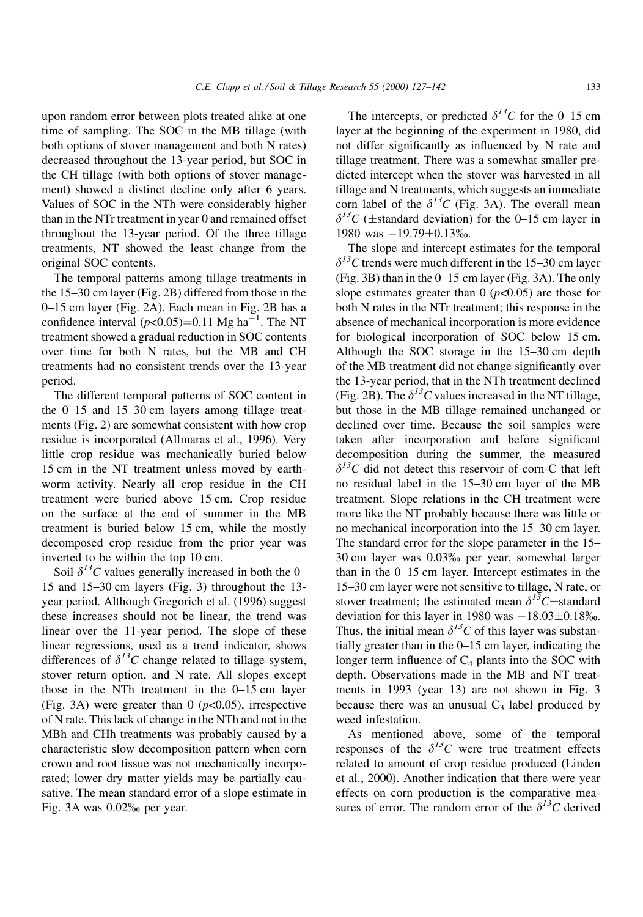upon random error between plots treated alike at one time of sampling. The SOC in the MB tillage (with both options of stover management and both N rates) decreased throughout the 13-year period, but SOC in the CH tillage (with both options of stover management) showed a distinct decline only after 6 years. Values of SOC in the NTh were considerably higher than in the NTr treatment in year 0 and remained offset throughout the 13-year period. Of the three tillage treatments, NT showed the least change from the original SOC contents.

The temporal patterns among tillage treatments in the 15–30 cm layer (Fig. 2B) differed from those in the 0–15 cm layer (Fig. 2A). Each mean in Fig. 2B has a confidence interval ($p<0.05$)=0.11 Mg ha$^{-1}$. The NT treatment showed a gradual reduction in SOC contents over time for both N rates, but the MB and CH treatments had no consistent trends over the 13-year period.

The different temporal patterns of SOC content in the 0–15 and 15–30 cm layers among tillage treatments (Fig. 2) are somewhat consistent with how crop residue is incorporated (Allmaras et al., 1996). Very little crop residue was mechanically buried below 15 cm in the NT treatment unless moved by earthworm activity. Nearly all crop residue in the CH treatment were buried above 15 cm. Crop residue on the surface at the end of summer in the MB treatment is buried below 15 cm, while the mostly decomposed crop residue from the prior year was inverted to be within the top 10 cm.

Soil $\delta^{13}C$ values generally increased in both the 0–15 and 15–30 cm layers (Fig. 3) throughout the 13-year period. Although Gregorich et al. (1996) suggest these increases should not be linear, the trend was linear over the 11-year period. The slope of these linear regressions, used as a trend indicator, shows differences of $\delta^{13}C$ change related to tillage system, stover return option, and N rate. All slopes except those in the NTh treatment in the 0–15 cm layer (Fig. 3A) were greater than 0 ($p<0.05$), irrespective of N rate. This lack of change in the NTh and not in the MBh and CHh treatments was probably caused by a characteristic slow decomposition pattern when corn crown and root tissue was not mechanically incorporated; lower dry matter yields may be partially causative. The mean standard error of a slope estimate in Fig. 3A was 0.02‰ per year.

The intercepts, or predicted $\delta^{13}C$ for the 0–15 cm layer at the beginning of the experiment in 1980, did not differ significantly as influenced by N rate and tillage treatment. There was a somewhat smaller predicted intercept when the stover was harvested in all tillage and N treatments, which suggests an immediate corn label of the $\delta^{13}C$ (Fig. 3A). The overall mean $\delta^{13}C$ ($\pm$standard deviation) for the 0–15 cm layer in 1980 was $-19.79\pm0.13$‰.

The slope and intercept estimates for the temporal $\delta^{13}C$ trends were much different in the 15–30 cm layer (Fig. 3B) than in the 0–15 cm layer (Fig. 3A). The only slope estimates greater than 0 ($p<0.05$) are those for both N rates in the NTr treatment; this response in the absence of mechanical incorporation is more evidence for biological incorporation of SOC below 15 cm. Although the SOC storage in the 15–30 cm depth of the MB treatment did not change significantly over the 13-year period, that in the NTh treatment declined (Fig. 2B). The $\delta^{13}C$ values increased in the NT tillage, but those in the MB tillage remained unchanged or declined over time. Because the soil samples were taken after incorporation and before significant decomposition during the summer, the measured $\delta^{13}C$ did not detect this reservoir of corn-C that left no residual label in the 15–30 cm layer of the MB treatment. Slope relations in the CH treatment were more like the NT probably because there was little or no mechanical incorporation into the 15–30 cm layer. The standard error for the slope parameter in the 15–30 cm layer was 0.03‰ per year, somewhat larger than in the 0–15 cm layer. Intercept estimates in the 15–30 cm layer were not sensitive to tillage, N rate, or stover treatment; the estimated mean $\delta^{13}C\pm$standard deviation for this layer in 1980 was $-18.03\pm0.18$‰. Thus, the initial mean $\delta^{13}C$ of this layer was substantially greater than in the 0–15 cm layer, indicating the longer term influence of $C_4$ plants into the SOC with depth. Observations made in the MB and NT treatments in 1993 (year 13) are not shown in Fig. 3 because there was an unusual $C_3$ label produced by weed infestation.

As mentioned above, some of the temporal responses of the $\delta^{13}C$ were true treatment effects related to amount of crop residue produced (Linden et al., 2000). Another indication that there were year effects on corn production is the comparative measures of error. The random error of the $\delta^{13}C$ derived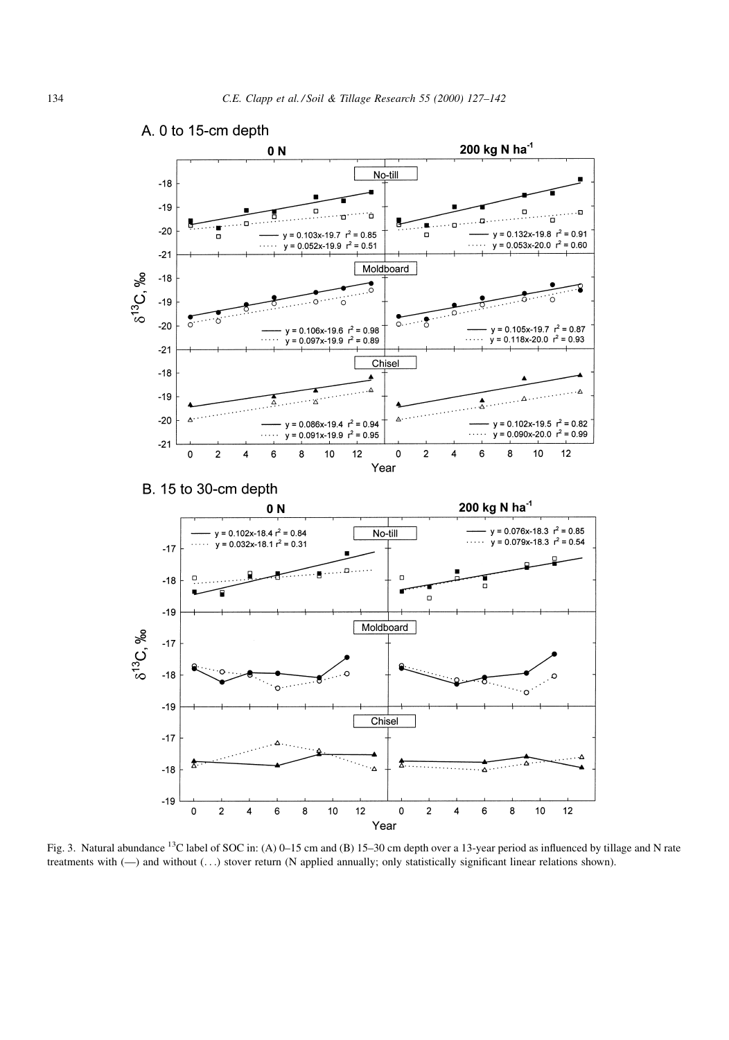A. 0 to 15-cm depth

0 N

200 kg N ha$^{-1}$

No-till

y = 0.103x-19.7 $r^2$ = 0.85

y = 0.052x-19.9 $r^2$ = 0.51

y = 0.132x-19.8 $r^2$ = 0.91

y = 0.053x-20.0 $r^2$ = 0.60

Moldboard

y = 0.106x-19.6 $r^2$ = 0.98

y = 0.097x-19.9 $r^2$ = 0.89

y = 0.105x-19.7 $r^2$ = 0.87

y = 0.118x-20.0 $r^2$ = 0.93

Chisel

y = 0.086x-19.4 $r^2$ = 0.94

y = 0.091x-19.9 $r^2$ = 0.95

y = 0.102x-19.5 $r^2$ = 0.82

y = 0.090x-20.0 $r^2$ = 0.99

$\delta^{13}$C, ‰

-18
-19
-20
-21

0 2 4 6 8 10 12

Year

B. 15 to 30-cm depth

0 N

200 kg N ha$^{-1}$

No-till

y = 0.102x-18.4 $r^2$ = 0.84

y = 0.032x-18.1 $r^2$ = 0.31

y = 0.076x-18.3 $r^2$ = 0.85

y = 0.079x-18.3 $r^2$ = 0.54

Moldboard

Chisel

$\delta^{13}$C, ‰

-17
-18
-19

0 2 4 6 8 10 12

Year

Fig. 3. Natural abundance $^{13}$C label of SOC in: (A) 0–15 cm and (B) 15–30 cm depth over a 13-year period as influenced by tillage and N rate treatments with (—) and without (...) stover return (N applied annually; only statistically significant linear relations shown).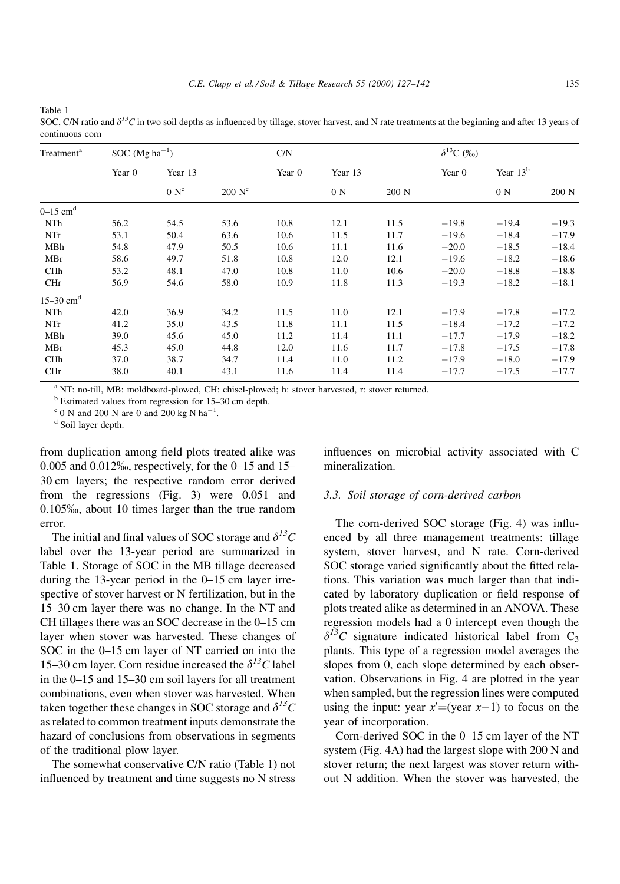Table 1

SOC, C/N ratio and $\delta^{13}C$ in two soil depths as influenced by tillage, stover harvest, and N rate treatments at the beginning and after 13 years of continuous corn

| Treatment[a] | SOC ($Mg\ ha^{-1}$) | | | C/N | | | $\delta^{13}C$ (‰) | | |
|---|---|---|---|---|---|---|---|---|---|
| | Year 0 | Year 13 | | Year 0 | Year 13 | | Year 0 | Year 13[b] | |
| | | 0 N[c] | 200 N[c] | | 0 N | 200 N | | 0 N | 200 N |
| 0–15 cm[d] | | | | | | | | | |
| NTh | 56.2 | 54.5 | 53.6 | 10.8 | 12.1 | 11.5 | −19.8 | −19.4 | −19.3 |
| NTr | 53.1 | 50.4 | 63.6 | 10.6 | 11.5 | 11.7 | −19.6 | −18.4 | −17.9 |
| MBh | 54.8 | 47.9 | 50.5 | 10.6 | 11.1 | 11.6 | −20.0 | −18.5 | −18.4 |
| MBr | 58.6 | 49.7 | 51.8 | 10.8 | 12.0 | 12.1 | −19.6 | −18.2 | −18.6 |
| CHh | 53.2 | 48.1 | 47.0 | 10.8 | 11.0 | 10.6 | −20.0 | −18.8 | −18.8 |
| CHr | 56.9 | 54.6 | 58.0 | 10.9 | 11.8 | 11.3 | −19.3 | −18.2 | −18.1 |
| 15–30 cm[d] | | | | | | | | | |
| NTh | 42.0 | 36.9 | 34.2 | 11.5 | 11.0 | 12.1 | −17.9 | −17.8 | −17.2 |
| NTr | 41.2 | 35.0 | 43.5 | 11.8 | 11.1 | 11.5 | −18.4 | −17.2 | −17.2 |
| MBh | 39.0 | 45.6 | 45.0 | 11.2 | 11.4 | 11.1 | −17.7 | −17.9 | −18.2 |
| MBr | 45.3 | 45.0 | 44.8 | 12.0 | 11.6 | 11.7 | −17.8 | −17.5 | −17.8 |
| CHh | 37.0 | 38.7 | 34.7 | 11.4 | 11.0 | 11.2 | −17.9 | −18.0 | −17.9 |
| CHr | 38.0 | 40.1 | 43.1 | 11.6 | 11.4 | 11.4 | −17.7 | −17.5 | −17.7 |

[a] NT: no-till, MB: moldboard-plowed, CH: chisel-plowed; h: stover harvested, r: stover returned.

[b] Estimated values from regression for 15–30 cm depth.

[c] 0 N and 200 N are 0 and 200 $kg\ N\ ha^{-1}$.

[d] Soil layer depth.

from duplication among field plots treated alike was 0.005 and 0.012‰, respectively, for the 0–15 and 15–30 cm layers; the respective random error derived from the regressions (Fig. 3) were 0.051 and 0.105‰, about 10 times larger than the true random error.

The initial and final values of SOC storage and $\delta^{13}C$ label over the 13-year period are summarized in Table 1. Storage of SOC in the MB tillage decreased during the 13-year period in the 0–15 cm layer irrespective of stover harvest or N fertilization, but in the 15–30 cm layer there was no change. In the NT and CH tillages there was an SOC decrease in the 0–15 cm layer when stover was harvested. These changes of SOC in the 0–15 cm layer of NT carried on into the 15–30 cm layer. Corn residue increased the $\delta^{13}C$ label in the 0–15 and 15–30 cm soil layers for all treatment combinations, even when stover was harvested. When taken together these changes in SOC storage and $\delta^{13}C$ as related to common treatment inputs demonstrate the hazard of conclusions from observations in segments of the traditional plow layer.

The somewhat conservative C/N ratio (Table 1) not influenced by treatment and time suggests no N stress influences on microbial activity associated with C mineralization.

### 3.3. Soil storage of corn-derived carbon

The corn-derived SOC storage (Fig. 4) was influenced by all three management treatments: tillage system, stover harvest, and N rate. Corn-derived SOC storage varied significantly about the fitted relations. This variation was much larger than that indicated by laboratory duplication or field response of plots treated alike as determined in an ANOVA. These regression models had a 0 intercept even though the $\delta^{13}C$ signature indicated historical label from $C_3$ plants. This type of a regression model averages the slopes from 0, each slope determined by each observation. Observations in Fig. 4 are plotted in the year when sampled, but the regression lines were computed using the input: year $x'$=(year $x-1$) to focus on the year of incorporation.

Corn-derived SOC in the 0–15 cm layer of the NT system (Fig. 4A) had the largest slope with 200 N and stover return; the next largest was stover return without N addition. When the stover was harvested, the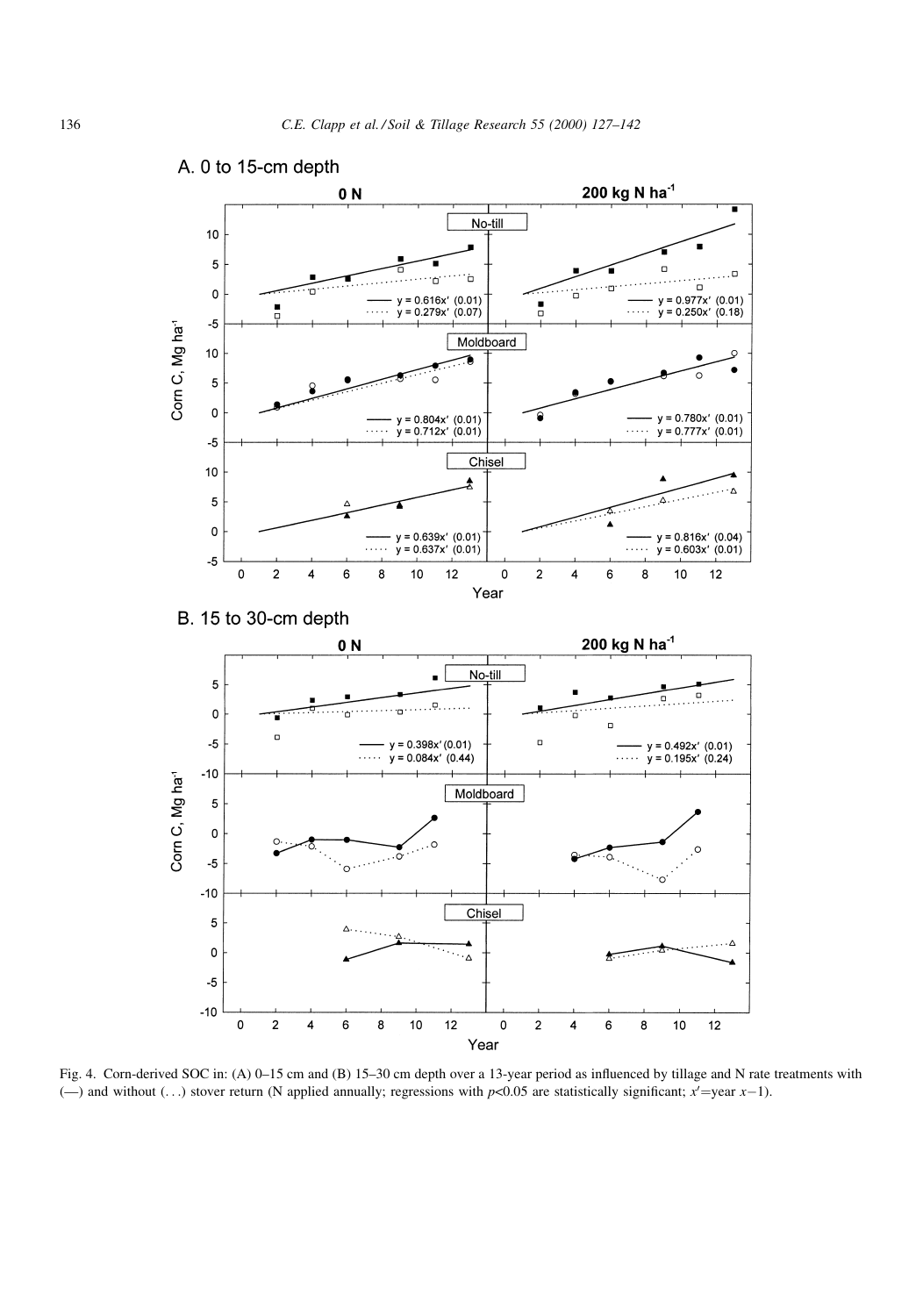A. 0 to 15-cm depth

0 N

200 kg N ha$^{-1}$

No-till

y = 0.616x′ (0.01)
y = 0.279x′ (0.07)

y = 0.977x′ (0.01)
y = 0.250x′ (0.18)

Moldboard

y = 0.804x′ (0.01)
y = 0.712x′ (0.01)

y = 0.780x′ (0.01)
y = 0.777x′ (0.01)

Chisel

y = 0.639x′ (0.01)
y = 0.637x′ (0.01)

y = 0.816x′ (0.04)
y = 0.603x′ (0.01)

Corn C, Mg ha$^{-1}$

Year

B. 15 to 30-cm depth

0 N

200 kg N ha$^{-1}$

No-till

y = 0.398x′ (0.01)
y = 0.084x′ (0.44)

y = 0.492x′ (0.01)
y = 0.195x′ (0.24)

Moldboard

Chisel

Corn C, Mg ha$^{-1}$

Year

Fig. 4. Corn-derived SOC in: (A) 0–15 cm and (B) 15–30 cm depth over a 13-year period as influenced by tillage and N rate treatments with (—) and without (. . .) stover return (N applied annually; regressions with $p<0.05$ are statistically significant; $x'$=year $x-1$).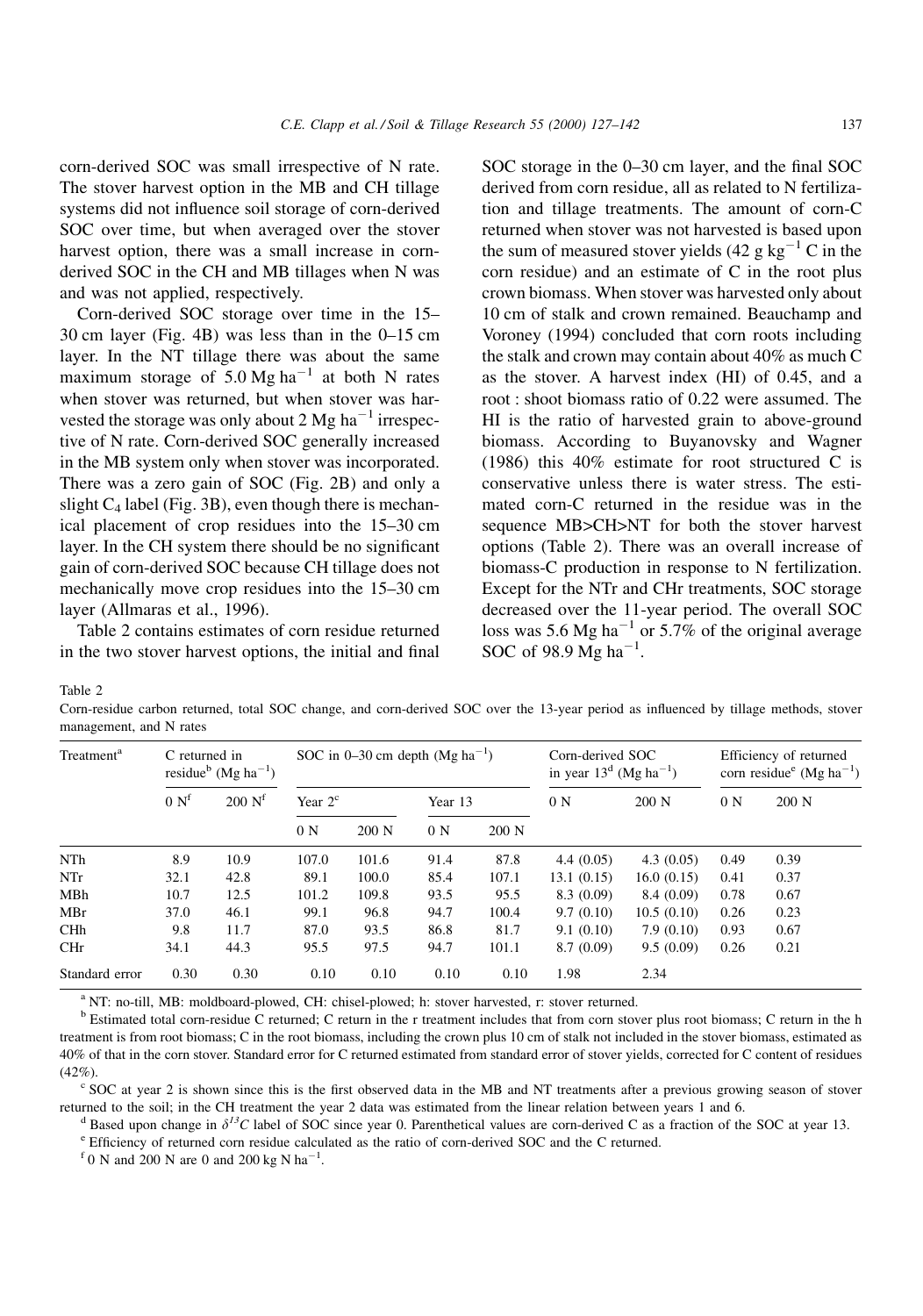corn-derived SOC was small irrespective of N rate. The stover harvest option in the MB and CH tillage systems did not influence soil storage of corn-derived SOC over time, but when averaged over the stover harvest option, there was a small increase in corn-derived SOC in the CH and MB tillages when N was and was not applied, respectively.

Corn-derived SOC storage over time in the 15–30 cm layer (Fig. 4B) was less than in the 0–15 cm layer. In the NT tillage there was about the same maximum storage of 5.0 Mg $ha^{-1}$ at both N rates when stover was returned, but when stover was harvested the storage was only about 2 Mg $ha^{-1}$ irrespective of N rate. Corn-derived SOC generally increased in the MB system only when stover was incorporated. There was a zero gain of SOC (Fig. 2B) and only a slight $C_4$ label (Fig. 3B), even though there is mechanical placement of crop residues into the 15–30 cm layer. In the CH system there should be no significant gain of corn-derived SOC because CH tillage does not mechanically move crop residues into the 15–30 cm layer (Allmaras et al., 1996).

Table 2 contains estimates of corn residue returned in the two stover harvest options, the initial and final SOC storage in the 0–30 cm layer, and the final SOC derived from corn residue, all as related to N fertilization and tillage treatments. The amount of corn-C returned when stover was not harvested is based upon the sum of measured stover yields (42 g $kg^{-1}$ C in the corn residue) and an estimate of C in the root plus crown biomass. When stover was harvested only about 10 cm of stalk and crown remained. Beauchamp and Voroney (1994) concluded that corn roots including the stalk and crown may contain about 40% as much C as the stover. A harvest index (HI) of 0.45, and a root : shoot biomass ratio of 0.22 were assumed. The HI is the ratio of harvested grain to above-ground biomass. According to Buyanovsky and Wagner (1986) this 40% estimate for root structured C is conservative unless there is water stress. The estimated corn-C returned in the residue was in the sequence MB>CH>NT for both the stover harvest options (Table 2). There was an overall increase of biomass-C production in response to N fertilization. Except for the NTr and CHr treatments, SOC storage decreased over the 11-year period. The overall SOC loss was 5.6 Mg $ha^{-1}$ or 5.7% of the original average SOC of 98.9 Mg $ha^{-1}$.

Table 2
Corn-residue carbon returned, total SOC change, and corn-derived SOC over the 13-year period as influenced by tillage methods, stover management, and N rates

| Treatment[a] | C returned in residue[b] (Mg $ha^{-1}$) | | SOC in 0–30 cm depth (Mg $ha^{-1}$) | | | | Corn-derived SOC in year 13[d] (Mg $ha^{-1}$) | | Efficiency of returned corn residue[e] (Mg $ha^{-1}$) | |
|---|---|---|---|---|---|---|---|---|---|---|
| | 0 N[f] | 200 N[f] | Year 2[c] | | Year 13 | | 0 N | 200 N | 0 N | 200 N |
| | | | 0 N | 200 N | 0 N | 200 N | | | | |
| NTh | 8.9 | 10.9 | 107.0 | 101.6 | 91.4 | 87.8 | 4.4 (0.05) | 4.3 (0.05) | 0.49 | 0.39 |
| NTr | 32.1 | 42.8 | 89.1 | 100.0 | 85.4 | 107.1 | 13.1 (0.15) | 16.0 (0.15) | 0.41 | 0.37 |
| MBh | 10.7 | 12.5 | 101.2 | 109.8 | 93.5 | 95.5 | 8.3 (0.09) | 8.4 (0.09) | 0.78 | 0.67 |
| MBr | 37.0 | 46.1 | 99.1 | 96.8 | 94.7 | 100.4 | 9.7 (0.10) | 10.5 (0.10) | 0.26 | 0.23 |
| CHh | 9.8 | 11.7 | 87.0 | 93.5 | 86.8 | 81.7 | 9.1 (0.10) | 7.9 (0.10) | 0.93 | 0.67 |
| CHr | 34.1 | 44.3 | 95.5 | 97.5 | 94.7 | 101.1 | 8.7 (0.09) | 9.5 (0.09) | 0.26 | 0.21 |
| Standard error | 0.30 | 0.30 | 0.10 | 0.10 | 0.10 | 0.10 | 1.98 | 2.34 | | |

[a] NT: no-till, MB: moldboard-plowed, CH: chisel-plowed; h: stover harvested, r: stover returned.

[b] Estimated total corn-residue C returned; C return in the r treatment includes that from corn stover plus root biomass; C return in the h treatment is from root biomass; C in the root biomass, including the crown plus 10 cm of stalk not included in the stover biomass, estimated as 40% of that in the corn stover. Standard error for C returned estimated from standard error of stover yields, corrected for C content of residues (42%).

[c] SOC at year 2 is shown since this is the first observed data in the MB and NT treatments after a previous growing season of stover returned to the soil; in the CH treatment the year 2 data was estimated from the linear relation between years 1 and 6.

[d] Based upon change in $\delta^{13}C$ label of SOC since year 0. Parenthetical values are corn-derived C as a fraction of the SOC at year 13.

[e] Efficiency of returned corn residue calculated as the ratio of corn-derived SOC and the C returned.

[f] 0 N and 200 N are 0 and 200 kg N $ha^{-1}$.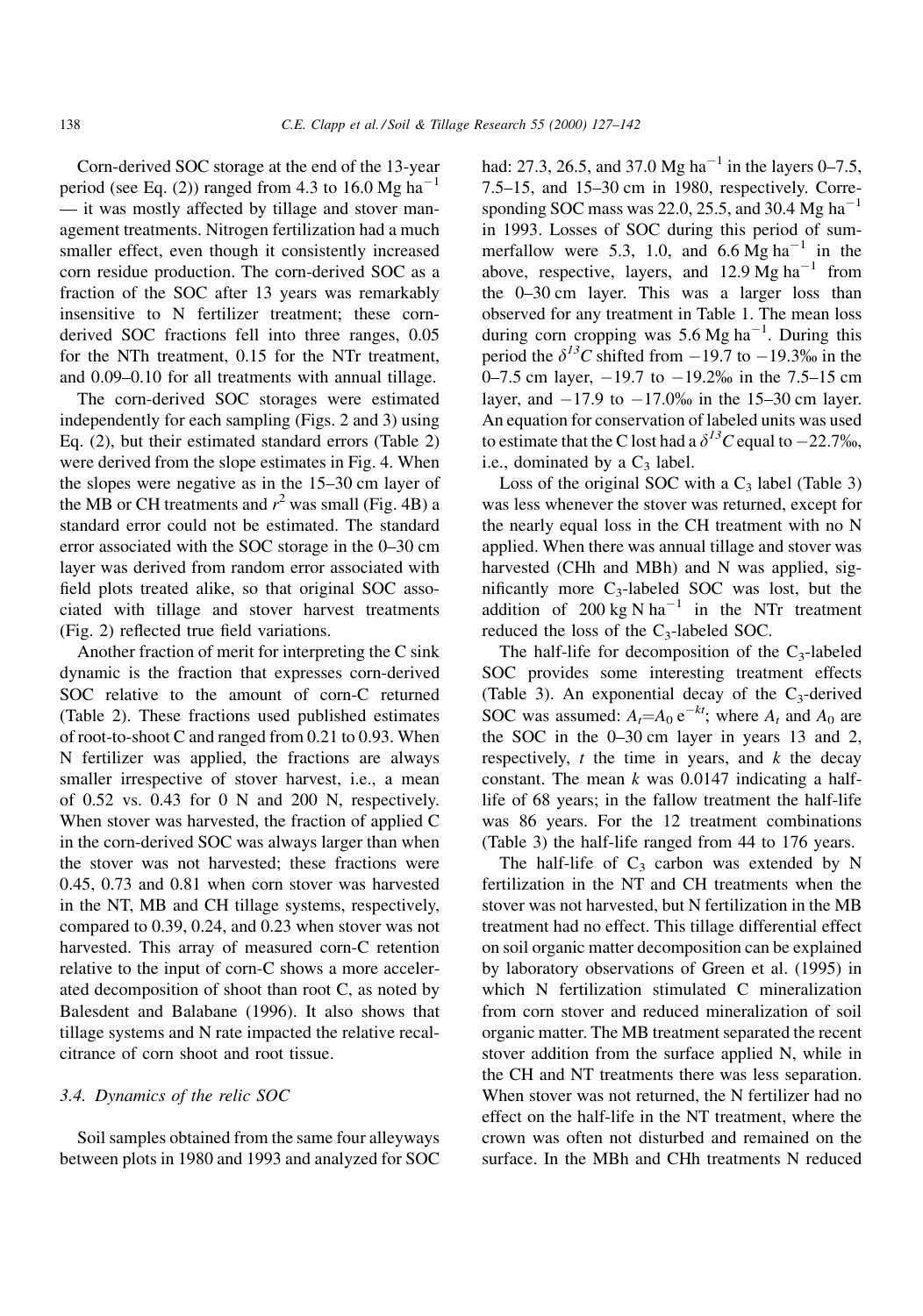Corn-derived SOC storage at the end of the 13-year period (see Eq. (2)) ranged from 4.3 to 16.0 Mg $ha^{-1}$ — it was mostly affected by tillage and stover management treatments. Nitrogen fertilization had a much smaller effect, even though it consistently increased corn residue production. The corn-derived SOC as a fraction of the SOC after 13 years was remarkably insensitive to N fertilizer treatment; these corn-derived SOC fractions fell into three ranges, 0.05 for the NTh treatment, 0.15 for the NTr treatment, and 0.09–0.10 for all treatments with annual tillage.

The corn-derived SOC storages were estimated independently for each sampling (Figs. 2 and 3) using Eq. (2), but their estimated standard errors (Table 2) were derived from the slope estimates in Fig. 4. When the slopes were negative as in the 15–30 cm layer of the MB or CH treatments and $r^2$ was small (Fig. 4B) a standard error could not be estimated. The standard error associated with the SOC storage in the 0–30 cm layer was derived from random error associated with field plots treated alike, so that original SOC associated with tillage and stover harvest treatments (Fig. 2) reflected true field variations.

Another fraction of merit for interpreting the C sink dynamic is the fraction that expresses corn-derived SOC relative to the amount of corn-C returned (Table 2). These fractions used published estimates of root-to-shoot C and ranged from 0.21 to 0.93. When N fertilizer was applied, the fractions are always smaller irrespective of stover harvest, i.e., a mean of 0.52 vs. 0.43 for 0 N and 200 N, respectively. When stover was harvested, the fraction of applied C in the corn-derived SOC was always larger than when the stover was not harvested; these fractions were 0.45, 0.73 and 0.81 when corn stover was harvested in the NT, MB and CH tillage systems, respectively, compared to 0.39, 0.24, and 0.23 when stover was not harvested. This array of measured corn-C retention relative to the input of corn-C shows a more accelerated decomposition of shoot than root C, as noted by Balesdent and Balabane (1996). It also shows that tillage systems and N rate impacted the relative recalcitrance of corn shoot and root tissue.

### 3.4. Dynamics of the relic SOC

Soil samples obtained from the same four alleyways between plots in 1980 and 1993 and analyzed for SOC had: 27.3, 26.5, and 37.0 Mg $ha^{-1}$ in the layers 0–7.5, 7.5–15, and 15–30 cm in 1980, respectively. Corresponding SOC mass was 22.0, 25.5, and 30.4 Mg $ha^{-1}$ in 1993. Losses of SOC during this period of summerfallow were 5.3, 1.0, and 6.6 Mg $ha^{-1}$ in the above, respective, layers, and 12.9 Mg $ha^{-1}$ from the 0–30 cm layer. This was a larger loss than observed for any treatment in Table 1. The mean loss during corn cropping was 5.6 Mg $ha^{-1}$. During this period the $\delta^{13}C$ shifted from −19.7 to −19.3‰ in the 0–7.5 cm layer, −19.7 to −19.2‰ in the 7.5–15 cm layer, and −17.9 to −17.0‰ in the 15–30 cm layer. An equation for conservation of labeled units was used to estimate that the C lost had a $\delta^{13}C$ equal to −22.7‰, i.e., dominated by a $C_3$ label.

Loss of the original SOC with a $C_3$ label (Table 3) was less whenever the stover was returned, except for the nearly equal loss in the CH treatment with no N applied. When there was annual tillage and stover was harvested (CHh and MBh) and N was applied, significantly more $C_3$-labeled SOC was lost, but the addition of 200 kg N $ha^{-1}$ in the NTr treatment reduced the loss of the $C_3$-labeled SOC.

The half-life for decomposition of the $C_3$-labeled SOC provides some interesting treatment effects (Table 3). An exponential decay of the $C_3$-derived SOC was assumed: $A_t = A_0\,e^{-kt}$; where $A_t$ and $A_0$ are the SOC in the 0–30 cm layer in years 13 and 2, respectively, $t$ the time in years, and $k$ the decay constant. The mean $k$ was 0.0147 indicating a half-life of 68 years; in the fallow treatment the half-life was 86 years. For the 12 treatment combinations (Table 3) the half-life ranged from 44 to 176 years.

The half-life of $C_3$ carbon was extended by N fertilization in the NT and CH treatments when the stover was not harvested, but N fertilization in the MB treatment had no effect. This tillage differential effect on soil organic matter decomposition can be explained by laboratory observations of Green et al. (1995) in which N fertilization stimulated C mineralization from corn stover and reduced mineralization of soil organic matter. The MB treatment separated the recent stover addition from the surface applied N, while in the CH and NT treatments there was less separation. When stover was not returned, the N fertilizer had no effect on the half-life in the NT treatment, where the crown was often not disturbed and remained on the surface. In the MBh and CHh treatments N reduced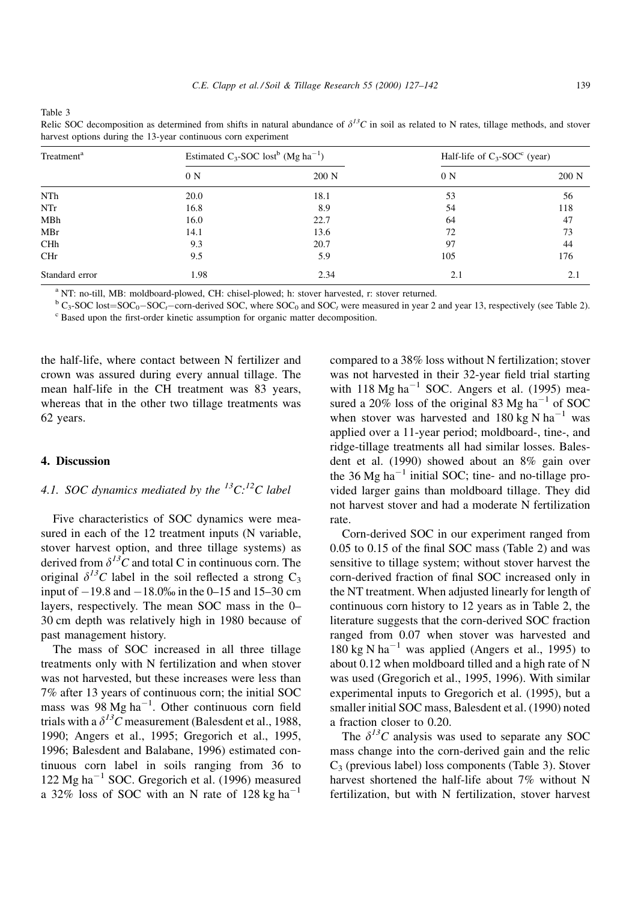Table 3

Relic SOC decomposition as determined from shifts in natural abundance of $\delta^{13}C$ in soil as related to N rates, tillage methods, and stover harvest options during the 13-year continuous corn experiment

| Treatment[a] | Estimated $C_3$-SOC lost[b] ($Mg\ ha^{-1}$) | | Half-life of $C_3$-SOC[c] (year) | |
|---|---|---|---|---|
| | 0 N | 200 N | 0 N | 200 N |
| NTh | 20.0 | 18.1 | 53 | 56 |
| NTr | 16.8 | 8.9 | 54 | 118 |
| MBh | 16.0 | 22.7 | 64 | 47 |
| MBr | 14.1 | 13.6 | 72 | 73 |
| CHh | 9.3 | 20.7 | 97 | 44 |
| CHr | 9.5 | 5.9 | 105 | 176 |
| Standard error | 1.98 | 2.34 | 2.1 | 2.1 |

[a] NT: no-till, MB: moldboard-plowed, CH: chisel-plowed; h: stover harvested, r: stover returned.

[b] $C_3$-SOC lost=$SOC_0-SOC_t$−corn-derived SOC, where $SOC_0$ and $SOC_t$ were measured in year 2 and year 13, respectively (see Table 2).

[c] Based upon the first-order kinetic assumption for organic matter decomposition.

the half-life, where contact between N fertilizer and crown was assured during every annual tillage. The mean half-life in the CH treatment was 83 years, whereas that in the other two tillage treatments was 62 years.

## 4. Discussion

### 4.1. SOC dynamics mediated by the $^{13}C$:$^{12}C$ label

Five characteristics of SOC dynamics were measured in each of the 12 treatment inputs (N variable, stover harvest option, and three tillage systems) as derived from $\delta^{13}C$ and total C in continuous corn. The original $\delta^{13}C$ label in the soil reflected a strong $C_3$ input of −19.8 and −18.0‰ in the 0–15 and 15–30 cm layers, respectively. The mean SOC mass in the 0–30 cm depth was relatively high in 1980 because of past management history.

The mass of SOC increased in all three tillage treatments only with N fertilization and when stover was not harvested, but these increases were less than 7% after 13 years of continuous corn; the initial SOC mass was 98 $Mg\ ha^{-1}$. Other continuous corn field trials with a $\delta^{13}C$ measurement (Balesdent et al., 1988, 1990; Angers et al., 1995; Gregorich et al., 1995, 1996; Balesdent and Balabane, 1996) estimated continuous corn label in soils ranging from 36 to 122 $Mg\ ha^{-1}$ SOC. Gregorich et al. (1996) measured a 32% loss of SOC with an N rate of 128 $kg\ ha^{-1}$ compared to a 38% loss without N fertilization; stover was not harvested in their 32-year field trial starting with 118 $Mg\ ha^{-1}$ SOC. Angers et al. (1995) measured a 20% loss of the original 83 $Mg\ ha^{-1}$ of SOC when stover was harvested and 180 $kg\ N\ ha^{-1}$ was applied over a 11-year period; moldboard-, tine-, and ridge-tillage treatments all had similar losses. Balesdent et al. (1990) showed about an 8% gain over the 36 $Mg\ ha^{-1}$ initial SOC; tine- and no-tillage provided larger gains than moldboard tillage. They did not harvest stover and had a moderate N fertilization rate.

Corn-derived SOC in our experiment ranged from 0.05 to 0.15 of the final SOC mass (Table 2) and was sensitive to tillage system; without stover harvest the corn-derived fraction of final SOC increased only in the NT treatment. When adjusted linearly for length of continuous corn history to 12 years as in Table 2, the literature suggests that the corn-derived SOC fraction ranged from 0.07 when stover was harvested and 180 $kg\ N\ ha^{-1}$ was applied (Angers et al., 1995) to about 0.12 when moldboard tilled and a high rate of N was used (Gregorich et al., 1995, 1996). With similar experimental inputs to Gregorich et al. (1995), but a smaller initial SOC mass, Balesdent et al. (1990) noted a fraction closer to 0.20.

The $\delta^{13}C$ analysis was used to separate any SOC mass change into the corn-derived gain and the relic $C_3$ (previous label) loss components (Table 3). Stover harvest shortened the half-life about 7% without N fertilization, but with N fertilization, stover harvest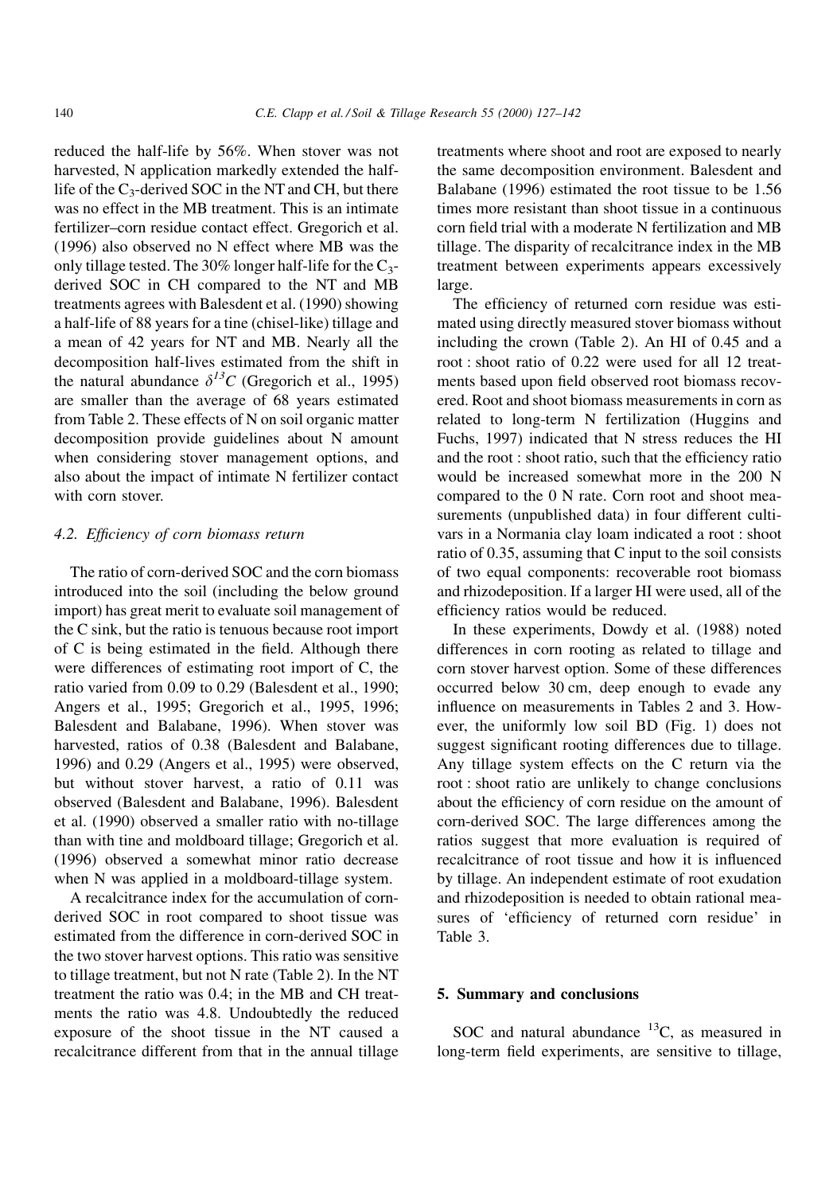reduced the half-life by 56%. When stover was not harvested, N application markedly extended the half-life of the $C_3$-derived SOC in the NT and CH, but there was no effect in the MB treatment. This is an intimate fertilizer–corn residue contact effect. Gregorich et al. (1996) also observed no N effect where MB was the only tillage tested. The 30% longer half-life for the $C_3$-derived SOC in CH compared to the NT and MB treatments agrees with Balesdent et al. (1990) showing a half-life of 88 years for a tine (chisel-like) tillage and a mean of 42 years for NT and MB. Nearly all the decomposition half-lives estimated from the shift in the natural abundance $\delta^{13}C$ (Gregorich et al., 1995) are smaller than the average of 68 years estimated from Table 2. These effects of N on soil organic matter decomposition provide guidelines about N amount when considering stover management options, and also about the impact of intimate N fertilizer contact with corn stover.

### 4.2. Efficiency of corn biomass return

The ratio of corn-derived SOC and the corn biomass introduced into the soil (including the below ground import) has great merit to evaluate soil management of the C sink, but the ratio is tenuous because root import of C is being estimated in the field. Although there were differences of estimating root import of C, the ratio varied from 0.09 to 0.29 (Balesdent et al., 1990; Angers et al., 1995; Gregorich et al., 1995, 1996; Balesdent and Balabane, 1996). When stover was harvested, ratios of 0.38 (Balesdent and Balabane, 1996) and 0.29 (Angers et al., 1995) were observed, but without stover harvest, a ratio of 0.11 was observed (Balesdent and Balabane, 1996). Balesdent et al. (1990) observed a smaller ratio with no-tillage than with tine and moldboard tillage; Gregorich et al. (1996) observed a somewhat minor ratio decrease when N was applied in a moldboard-tillage system.

A recalcitrance index for the accumulation of corn-derived SOC in root compared to shoot tissue was estimated from the difference in corn-derived SOC in the two stover harvest options. This ratio was sensitive to tillage treatment, but not N rate (Table 2). In the NT treatment the ratio was 0.4; in the MB and CH treatments the ratio was 4.8. Undoubtedly the reduced exposure of the shoot tissue in the NT caused a recalcitrance different from that in the annual tillage treatments where shoot and root are exposed to nearly the same decomposition environment. Balesdent and Balabane (1996) estimated the root tissue to be 1.56 times more resistant than shoot tissue in a continuous corn field trial with a moderate N fertilization and MB tillage. The disparity of recalcitrance index in the MB treatment between experiments appears excessively large.

The efficiency of returned corn residue was estimated using directly measured stover biomass without including the crown (Table 2). An HI of 0.45 and a root : shoot ratio of 0.22 were used for all 12 treatments based upon field observed root biomass recovered. Root and shoot biomass measurements in corn as related to long-term N fertilization (Huggins and Fuchs, 1997) indicated that N stress reduces the HI and the root : shoot ratio, such that the efficiency ratio would be increased somewhat more in the 200 N compared to the 0 N rate. Corn root and shoot measurements (unpublished data) in four different cultivars in a Normania clay loam indicated a root : shoot ratio of 0.35, assuming that C input to the soil consists of two equal components: recoverable root biomass and rhizodeposition. If a larger HI were used, all of the efficiency ratios would be reduced.

In these experiments, Dowdy et al. (1988) noted differences in corn rooting as related to tillage and corn stover harvest option. Some of these differences occurred below 30 cm, deep enough to evade any influence on measurements in Tables 2 and 3. However, the uniformly low soil BD (Fig. 1) does not suggest significant rooting differences due to tillage. Any tillage system effects on the C return via the root : shoot ratio are unlikely to change conclusions about the efficiency of corn residue on the amount of corn-derived SOC. The large differences among the ratios suggest that more evaluation is required of recalcitrance of root tissue and how it is influenced by tillage. An independent estimate of root exudation and rhizodeposition is needed to obtain rational measures of 'efficiency of returned corn residue' in Table 3.

## 5. Summary and conclusions

SOC and natural abundance $^{13}C$, as measured in long-term field experiments, are sensitive to tillage,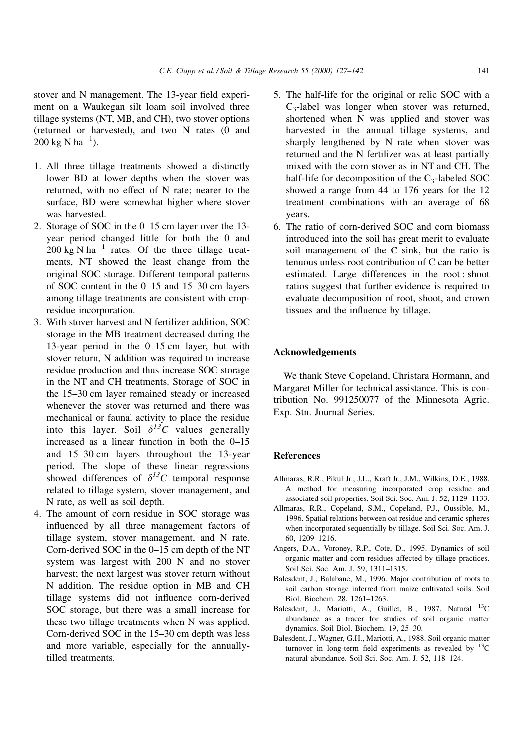stover and N management. The 13-year field experiment on a Waukegan silt loam soil involved three tillage systems (NT, MB, and CH), two stover options (returned or harvested), and two N rates (0 and 200 kg N $ha^{-1}$).

1. All three tillage treatments showed a distinctly lower BD at lower depths when the stover was returned, with no effect of N rate; nearer to the surface, BD were somewhat higher where stover was harvested.
2. Storage of SOC in the 0–15 cm layer over the 13-year period changed little for both the 0 and 200 kg N $ha^{-1}$ rates. Of the three tillage treatments, NT showed the least change from the original SOC storage. Different temporal patterns of SOC content in the 0–15 and 15–30 cm layers among tillage treatments are consistent with crop-residue incorporation.
3. With stover harvest and N fertilizer addition, SOC storage in the MB treatment decreased during the 13-year period in the 0–15 cm layer, but with stover return, N addition was required to increase residue production and thus increase SOC storage in the NT and CH treatments. Storage of SOC in the 15–30 cm layer remained steady or increased whenever the stover was returned and there was mechanical or faunal activity to place the residue into this layer. Soil $\delta^{13}C$ values generally increased as a linear function in both the 0–15 and 15–30 cm layers throughout the 13-year period. The slope of these linear regressions showed differences of $\delta^{13}C$ temporal response related to tillage system, stover management, and N rate, as well as soil depth.
4. The amount of corn residue in SOC storage was influenced by all three management factors of tillage system, stover management, and N rate. Corn-derived SOC in the 0–15 cm depth of the NT system was largest with 200 N and no stover harvest; the next largest was stover return without N addition. The residue option in MB and CH tillage systems did not influence corn-derived SOC storage, but there was a small increase for these two tillage treatments when N was applied. Corn-derived SOC in the 15–30 cm depth was less and more variable, especially for the annually-tilled treatments.
5. The half-life for the original or relic SOC with a $C_3$-label was longer when stover was returned, shortened when N was applied and stover was harvested in the annual tillage systems, and sharply lengthened by N rate when stover was returned and the N fertilizer was at least partially mixed with the corn stover as in NT and CH. The half-life for decomposition of the $C_3$-labeled SOC showed a range from 44 to 176 years for the 12 treatment combinations with an average of 68 years.
6. The ratio of corn-derived SOC and corn biomass introduced into the soil has great merit to evaluate soil management of the C sink, but the ratio is tenuous unless root contribution of C can be better estimated. Large differences in the root : shoot ratios suggest that further evidence is required to evaluate decomposition of root, shoot, and crown tissues and the influence by tillage.

## Acknowledgements

We thank Steve Copeland, Christara Hormann, and Margaret Miller for technical assistance. This is contribution No. 991250077 of the Minnesota Agric. Exp. Stn. Journal Series.

## References

Allmaras, R.R., Pikul Jr., J.L., Kraft Jr., J.M., Wilkins, D.E., 1988. A method for measuring incorporated crop residue and associated soil properties. Soil Sci. Soc. Am. J. 52, 1129–1133.

Allmaras, R.R., Copeland, S.M., Copeland, P.J., Oussible, M., 1996. Spatial relations between oat residue and ceramic spheres when incorporated sequentially by tillage. Soil Sci. Soc. Am. J. 60, 1209–1216.

Angers, D.A., Voroney, R.P., Cote, D., 1995. Dynamics of soil organic matter and corn residues affected by tillage practices. Soil Sci. Soc. Am. J. 59, 1311–1315.

Balesdent, J., Balabane, M., 1996. Major contribution of roots to soil carbon storage inferred from maize cultivated soils. Soil Biol. Biochem. 28, 1261–1263.

Balesdent, J., Mariotti, A., Guillet, B., 1987. Natural $^{13}C$ abundance as a tracer for studies of soil organic matter dynamics. Soil Biol. Biochem. 19, 25–30.

Balesdent, J., Wagner, G.H., Mariotti, A., 1988. Soil organic matter turnover in long-term field experiments as revealed by $^{13}C$ natural abundance. Soil Sci. Soc. Am. J. 52, 118–124.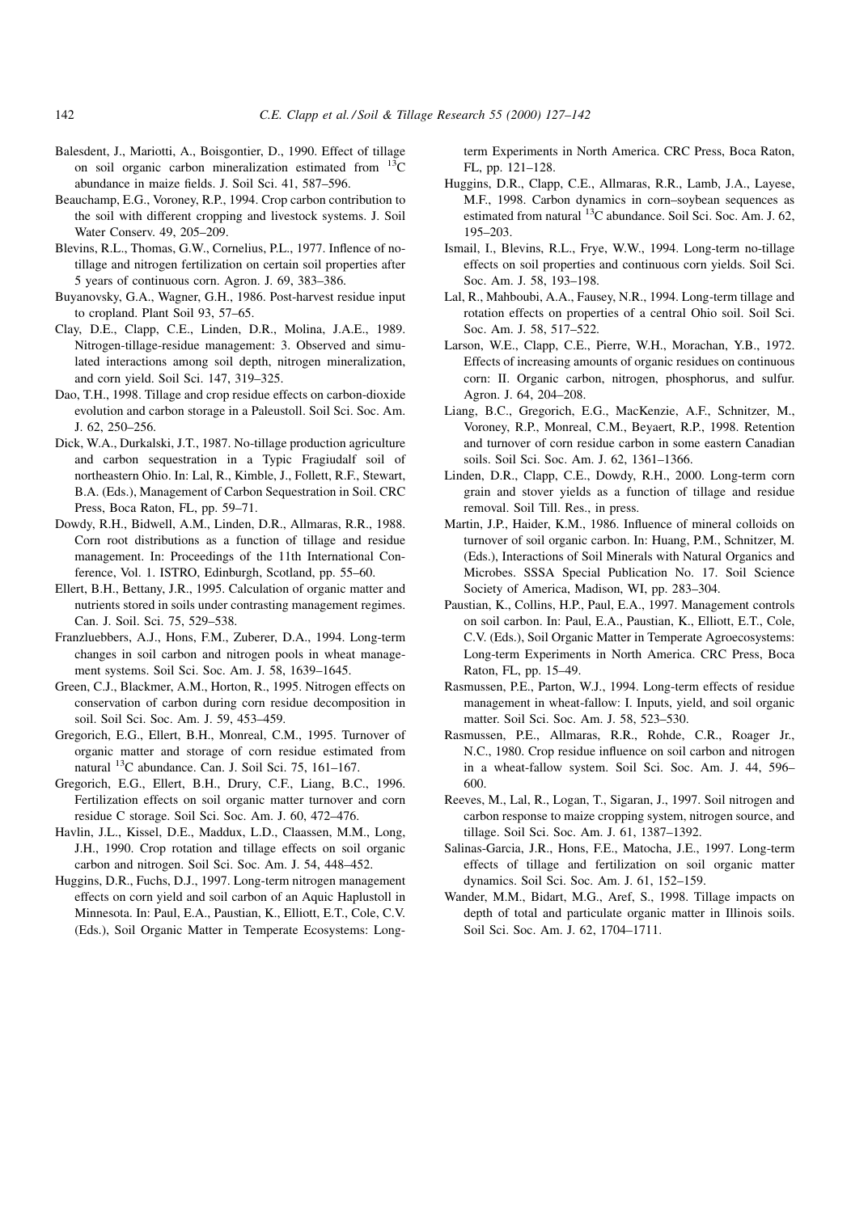Balesdent, J., Mariotti, A., Boisgontier, D., 1990. Effect of tillage on soil organic carbon mineralization estimated from $^{13}$C abundance in maize fields. J. Soil Sci. 41, 587–596.

Beauchamp, E.G., Voroney, R.P., 1994. Crop carbon contribution to the soil with different cropping and livestock systems. J. Soil Water Conserv. 49, 205–209.

Blevins, R.L., Thomas, G.W., Cornelius, P.L., 1977. Inflence of no-tillage and nitrogen fertilization on certain soil properties after 5 years of continuous corn. Agron. J. 69, 383–386.

Buyanovsky, G.A., Wagner, G.H., 1986. Post-harvest residue input to cropland. Plant Soil 93, 57–65.

Clay, D.E., Clapp, C.E., Linden, D.R., Molina, J.A.E., 1989. Nitrogen-tillage-residue management: 3. Observed and simulated interactions among soil depth, nitrogen mineralization, and corn yield. Soil Sci. 147, 319–325.

Dao, T.H., 1998. Tillage and crop residue effects on carbon-dioxide evolution and carbon storage in a Paleustoll. Soil Sci. Soc. Am. J. 62, 250–256.

Dick, W.A., Durkalski, J.T., 1987. No-tillage production agriculture and carbon sequestration in a Typic Fragiudalf soil of northeastern Ohio. In: Lal, R., Kimble, J., Follett, R.F., Stewart, B.A. (Eds.), Management of Carbon Sequestration in Soil. CRC Press, Boca Raton, FL, pp. 59–71.

Dowdy, R.H., Bidwell, A.M., Linden, D.R., Allmaras, R.R., 1988. Corn root distributions as a function of tillage and residue management. In: Proceedings of the 11th International Conference, Vol. 1. ISTRO, Edinburgh, Scotland, pp. 55–60.

Ellert, B.H., Bettany, J.R., 1995. Calculation of organic matter and nutrients stored in soils under contrasting management regimes. Can. J. Soil. Sci. 75, 529–538.

Franzluebbers, A.J., Hons, F.M., Zuberer, D.A., 1994. Long-term changes in soil carbon and nitrogen pools in wheat management systems. Soil Sci. Soc. Am. J. 58, 1639–1645.

Green, C.J., Blackmer, A.M., Horton, R., 1995. Nitrogen effects on conservation of carbon during corn residue decomposition in soil. Soil Sci. Soc. Am. J. 59, 453–459.

Gregorich, E.G., Ellert, B.H., Monreal, C.M., 1995. Turnover of organic matter and storage of corn residue estimated from natural $^{13}$C abundance. Can. J. Soil Sci. 75, 161–167.

Gregorich, E.G., Ellert, B.H., Drury, C.F., Liang, B.C., 1996. Fertilization effects on soil organic matter turnover and corn residue C storage. Soil Sci. Soc. Am. J. 60, 472–476.

Havlin, J.L., Kissel, D.E., Maddux, L.D., Claassen, M.M., Long, J.H., 1990. Crop rotation and tillage effects on soil organic carbon and nitrogen. Soil Sci. Soc. Am. J. 54, 448–452.

Huggins, D.R., Fuchs, D.J., 1997. Long-term nitrogen management effects on corn yield and soil carbon of an Aquic Haplustoll in Minnesota. In: Paul, E.A., Paustian, K., Elliott, E.T., Cole, C.V. (Eds.), Soil Organic Matter in Temperate Ecosystems: Long-term Experiments in North America. CRC Press, Boca Raton, FL, pp. 121–128.

Huggins, D.R., Clapp, C.E., Allmaras, R.R., Lamb, J.A., Layese, M.F., 1998. Carbon dynamics in corn–soybean sequences as estimated from natural $^{13}$C abundance. Soil Sci. Soc. Am. J. 62, 195–203.

Ismail, I., Blevins, R.L., Frye, W.W., 1994. Long-term no-tillage effects on soil properties and continuous corn yields. Soil Sci. Soc. Am. J. 58, 193–198.

Lal, R., Mahboubi, A.A., Fausey, N.R., 1994. Long-term tillage and rotation effects on properties of a central Ohio soil. Soil Sci. Soc. Am. J. 58, 517–522.

Larson, W.E., Clapp, C.E., Pierre, W.H., Morachan, Y.B., 1972. Effects of increasing amounts of organic residues on continuous corn: II. Organic carbon, nitrogen, phosphorus, and sulfur. Agron. J. 64, 204–208.

Liang, B.C., Gregorich, E.G., MacKenzie, A.F., Schnitzer, M., Voroney, R.P., Monreal, C.M., Beyaert, R.P., 1998. Retention and turnover of corn residue carbon in some eastern Canadian soils. Soil Sci. Soc. Am. J. 62, 1361–1366.

Linden, D.R., Clapp, C.E., Dowdy, R.H., 2000. Long-term corn grain and stover yields as a function of tillage and residue removal. Soil Till. Res., in press.

Martin, J.P., Haider, K.M., 1986. Influence of mineral colloids on turnover of soil organic carbon. In: Huang, P.M., Schnitzer, M. (Eds.), Interactions of Soil Minerals with Natural Organics and Microbes. SSSA Special Publication No. 17. Soil Science Society of America, Madison, WI, pp. 283–304.

Paustian, K., Collins, H.P., Paul, E.A., 1997. Management controls on soil carbon. In: Paul, E.A., Paustian, K., Elliott, E.T., Cole, C.V. (Eds.), Soil Organic Matter in Temperate Agroecosystems: Long-term Experiments in North America. CRC Press, Boca Raton, FL, pp. 15–49.

Rasmussen, P.E., Parton, W.J., 1994. Long-term effects of residue management in wheat-fallow: I. Inputs, yield, and soil organic matter. Soil Sci. Soc. Am. J. 58, 523–530.

Rasmussen, P.E., Allmaras, R.R., Rohde, C.R., Roager Jr., N.C., 1980. Crop residue influence on soil carbon and nitrogen in a wheat-fallow system. Soil Sci. Soc. Am. J. 44, 596–600.

Reeves, M., Lal, R., Logan, T., Sigaran, J., 1997. Soil nitrogen and carbon response to maize cropping system, nitrogen source, and tillage. Soil Sci. Soc. Am. J. 61, 1387–1392.

Salinas-Garcia, J.R., Hons, F.E., Matocha, J.E., 1997. Long-term effects of tillage and fertilization on soil organic matter dynamics. Soil Sci. Soc. Am. J. 61, 152–159.

Wander, M.M., Bidart, M.G., Aref, S., 1998. Tillage impacts on depth of total and particulate organic matter in Illinois soils. Soil Sci. Soc. Am. J. 62, 1704–1711.